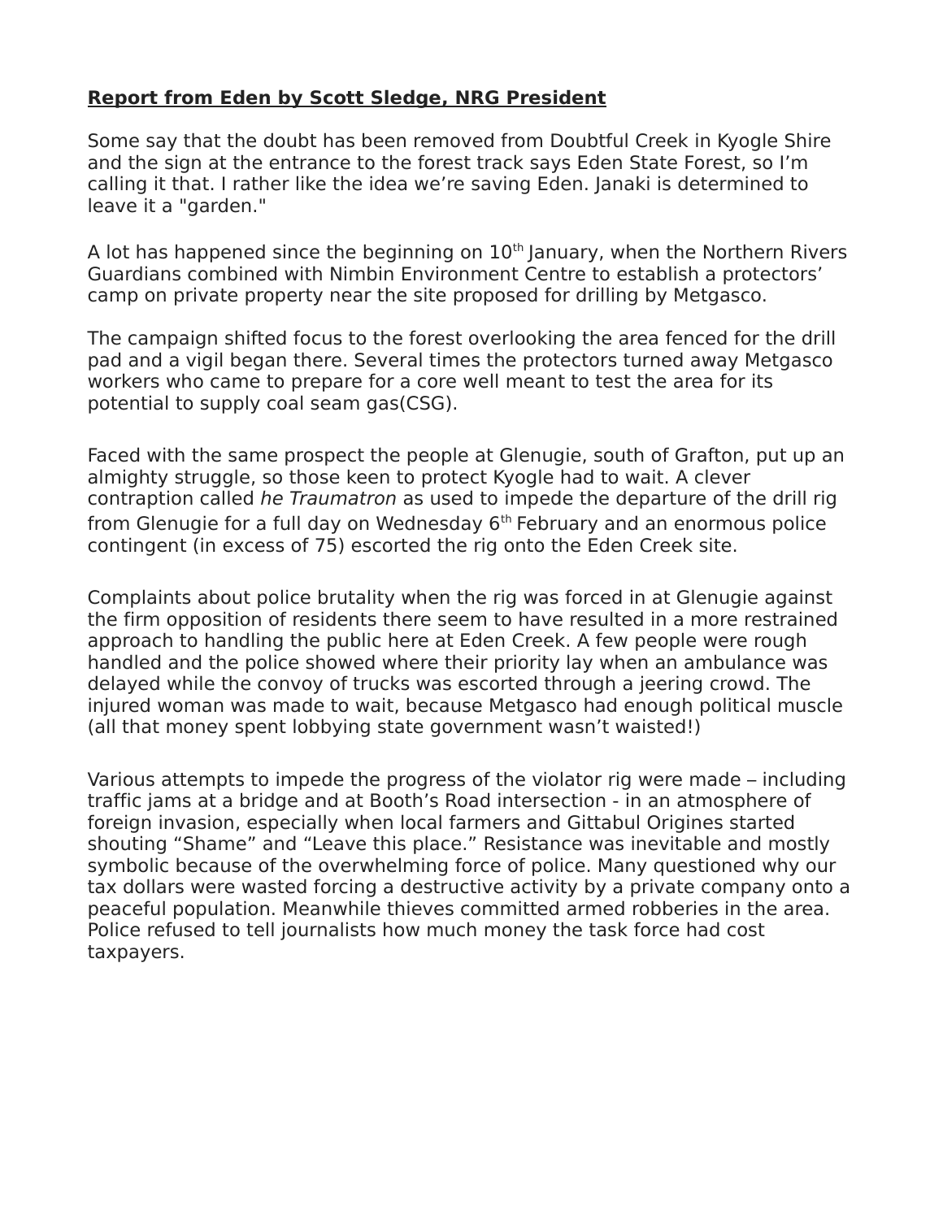**Report from Eden by Scott Sledge, NRG President**

Some say that the doubt has been removed from Doubtful Creek in Kyogle Shire and the sign at the entrance to the forest track says Eden State Forest, so I'm calling it that. I rather like the idea we're saving Eden. Janaki is determined to leave it a "garden."

A lot has happened since the beginning on 10th January, when the Northern Rivers Guardians combined with Nimbin Environment Centre to establish a protectors' camp on private property near the site proposed for drilling by Metgasco.

The campaign shifted focus to the forest overlooking the area fenced for the drill pad and a vigil began there. Several times the protectors turned away Metgasco workers who came to prepare for a core well meant to test the area for its potential to supply coal seam gas(CSG).

Faced with the same prospect the people at Glenugie, south of Grafton, put up an almighty struggle, so those keen to protect Kyogle had to wait. A clever contraption called *he Traumatron* as used to impede the departure of the drill rig from Glenugie for a full day on Wednesday 6th February and an enormous police contingent (in excess of 75) escorted the rig onto the Eden Creek site.

Complaints about police brutality when the rig was forced in at Glenugie against the firm opposition of residents there seem to have resulted in a more restrained approach to handling the public here at Eden Creek. A few people were rough handled and the police showed where their priority lay when an ambulance was delayed while the convoy of trucks was escorted through a jeering crowd. The injured woman was made to wait, because Metgasco had enough political muscle (all that money spent lobbying state government wasn't waisted!)

Various attempts to impede the progress of the violator rig were made – including traffic jams at a bridge and at Booth's Road intersection - in an atmosphere of foreign invasion, especially when local farmers and Gittabul Origines started shouting "Shame" and "Leave this place." Resistance was inevitable and mostly symbolic because of the overwhelming force of police. Many questioned why our tax dollars were wasted forcing a destructive activity by a private company onto a peaceful population. Meanwhile thieves committed armed robberies in the area. Police refused to tell journalists how much money the task force had cost taxpayers.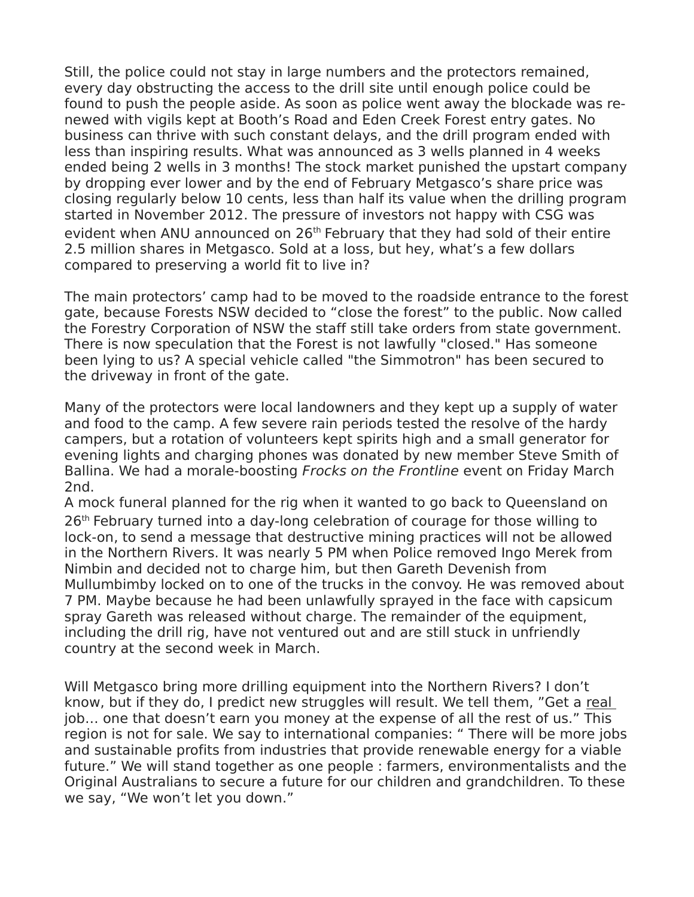Still, the police could not stay in large numbers and the protectors remained, every day obstructing the access to the drill site until enough police could be found to push the people aside. As soon as police went away the blockade was re-newed with vigils kept at Booth's Road and Eden Creek Forest entry gates. No business can thrive with such constant delays, and the drill program ended with less than inspiring results. What was announced as 3 wells planned in 4 weeks ended being 2 wells in 3 months! The stock market punished the upstart company by dropping ever lower and by the end of February Metgasco's share price was closing regularly below 10 cents, less than half its value when the drilling program started in November 2012. The pressure of investors not happy with CSG was evident when ANU announced on 26th February that they had sold of their entire 2.5 million shares in Metgasco. Sold at a loss, but hey, what's a few dollars compared to preserving a world fit to live in?

The main protectors' camp had to be moved to the roadside entrance to the forest gate, because Forests NSW decided to "close the forest" to the public. Now called the Forestry Corporation of NSW the staff still take orders from state government. There is now speculation that the Forest is not lawfully "closed." Has someone been lying to us? A special vehicle called "the Simmotron" has been secured to the driveway in front of the gate.

Many of the protectors were local landowners and they kept up a supply of water and food to the camp. A few severe rain periods tested the resolve of the hardy campers, but a rotation of volunteers kept spirits high and a small generator for evening lights and charging phones was donated by new member Steve Smith of Ballina. We had a morale-boosting *Frocks on the Frontline* event on Friday March 2nd.
A mock funeral planned for the rig when it wanted to go back to Queensland on 26th February turned into a day-long celebration of courage for those willing to lock-on, to send a message that destructive mining practices will not be allowed in the Northern Rivers. It was nearly 5 PM when Police removed Ingo Merek from Nimbin and decided not to charge him, but then Gareth Devenish from Mullumbimby locked on to one of the trucks in the convoy. He was removed about 7 PM. Maybe because he had been unlawfully sprayed in the face with capsicum spray Gareth was released without charge. The remainder of the equipment, including the drill rig, have not ventured out and are still stuck in unfriendly country at the second week in March.

Will Metgasco bring more drilling equipment into the Northern Rivers? I don't know, but if they do, I predict new struggles will result. We tell them, "Get a <u>real</u> job… one that doesn't earn you money at the expense of all the rest of us." This region is not for sale. We say to international companies: " There will be more jobs and sustainable profits from industries that provide renewable energy for a viable future." We will stand together as one people : farmers, environmentalists and the Original Australians to secure a future for our children and grandchildren. To these we say, "We won't let you down."